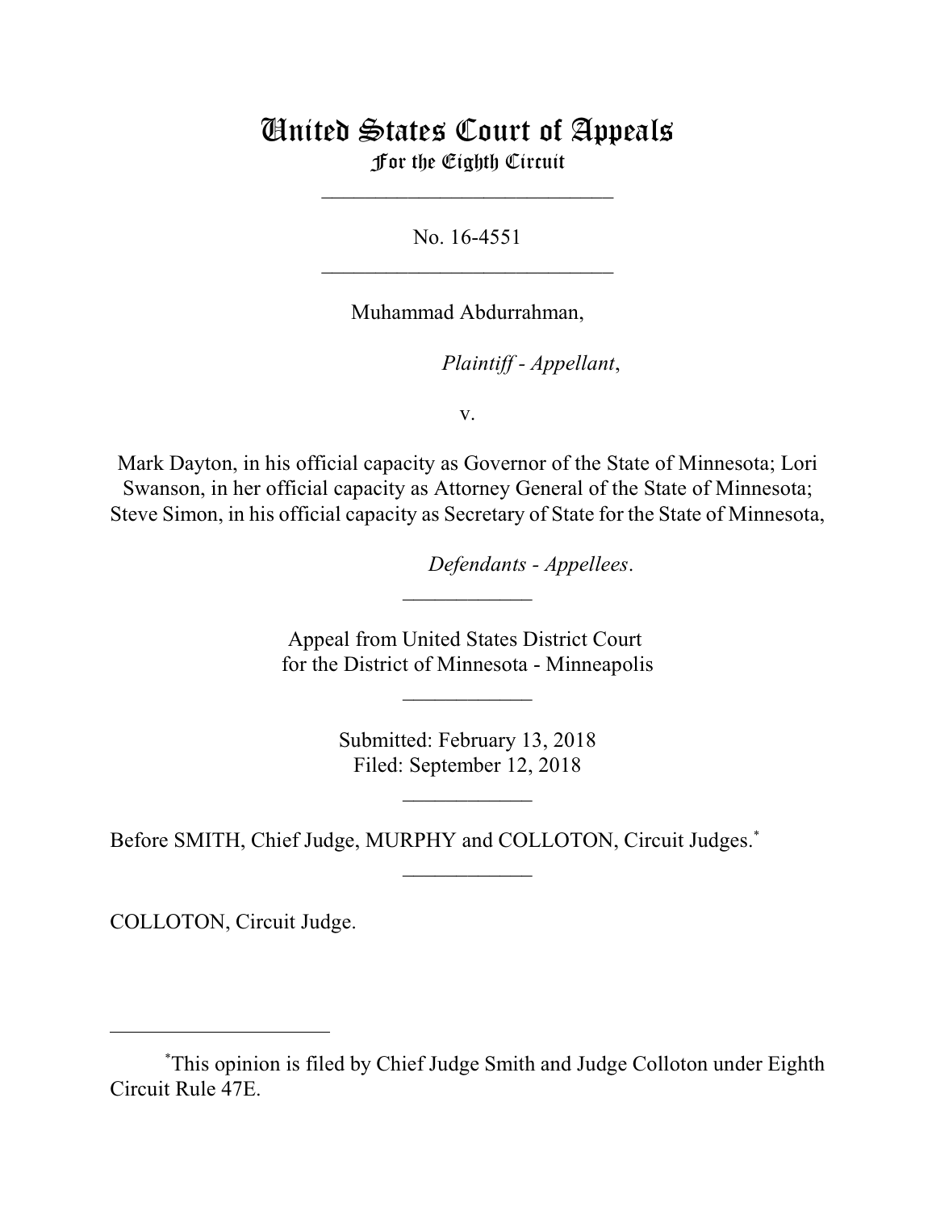# United States Court of Appeals
## For the Eighth Circuit

___________________________

No. 16-4551

___________________________

Muhammad Abdurrahman,

*Plaintiff - Appellant*,

v.

Mark Dayton, in his official capacity as Governor of the State of Minnesota; Lori Swanson, in her official capacity as Attorney General of the State of Minnesota; Steve Simon, in his official capacity as Secretary of State for the State of Minnesota,

*Defendants - Appellees*.

____________

Appeal from United States District Court
for the District of Minnesota - Minneapolis

____________

Submitted: February 13, 2018
Filed: September 12, 2018

____________

Before SMITH, Chief Judge, MURPHY and COLLOTON, Circuit Judges.*

____________

COLLOTON, Circuit Judge.

---

*This opinion is filed by Chief Judge Smith and Judge Colloton under Eighth Circuit Rule 47E.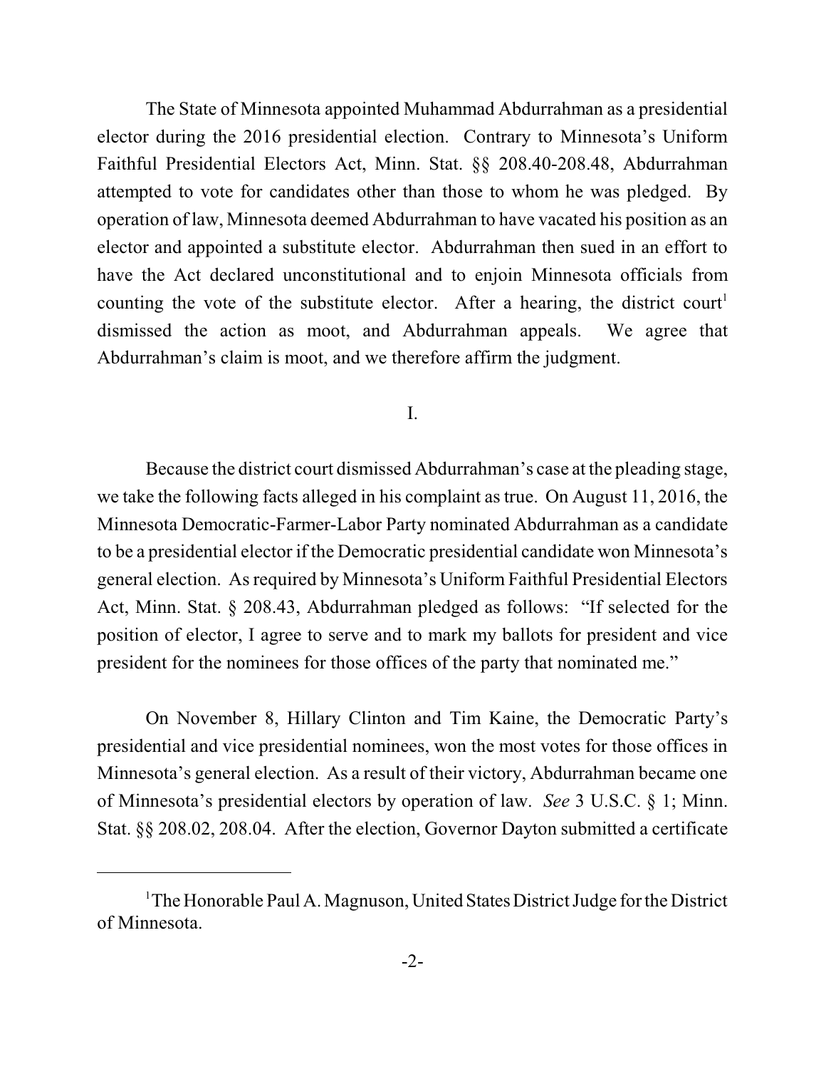The State of Minnesota appointed Muhammad Abdurrahman as a presidential elector during the 2016 presidential election. Contrary to Minnesota's Uniform Faithful Presidential Electors Act, Minn. Stat. §§ 208.40-208.48, Abdurrahman attempted to vote for candidates other than those to whom he was pledged. By operation of law, Minnesota deemed Abdurrahman to have vacated his position as an elector and appointed a substitute elector. Abdurrahman then sued in an effort to have the Act declared unconstitutional and to enjoin Minnesota officials from counting the vote of the substitute elector. After a hearing, the district court[1] dismissed the action as moot, and Abdurrahman appeals. We agree that Abdurrahman's claim is moot, and we therefore affirm the judgment.

## I.

Because the district court dismissed Abdurrahman's case at the pleading stage, we take the following facts alleged in his complaint as true. On August 11, 2016, the Minnesota Democratic-Farmer-Labor Party nominated Abdurrahman as a candidate to be a presidential elector if the Democratic presidential candidate won Minnesota's general election. As required by Minnesota's Uniform Faithful Presidential Electors Act, Minn. Stat. § 208.43, Abdurrahman pledged as follows: "If selected for the position of elector, I agree to serve and to mark my ballots for president and vice president for the nominees for those offices of the party that nominated me."

On November 8, Hillary Clinton and Tim Kaine, the Democratic Party's presidential and vice presidential nominees, won the most votes for those offices in Minnesota's general election. As a result of their victory, Abdurrahman became one of Minnesota's presidential electors by operation of law. *See* 3 U.S.C. § 1; Minn. Stat. §§ 208.02, 208.04. After the election, Governor Dayton submitted a certificate

---

[1]The Honorable Paul A. Magnuson, United States District Judge for the District of Minnesota.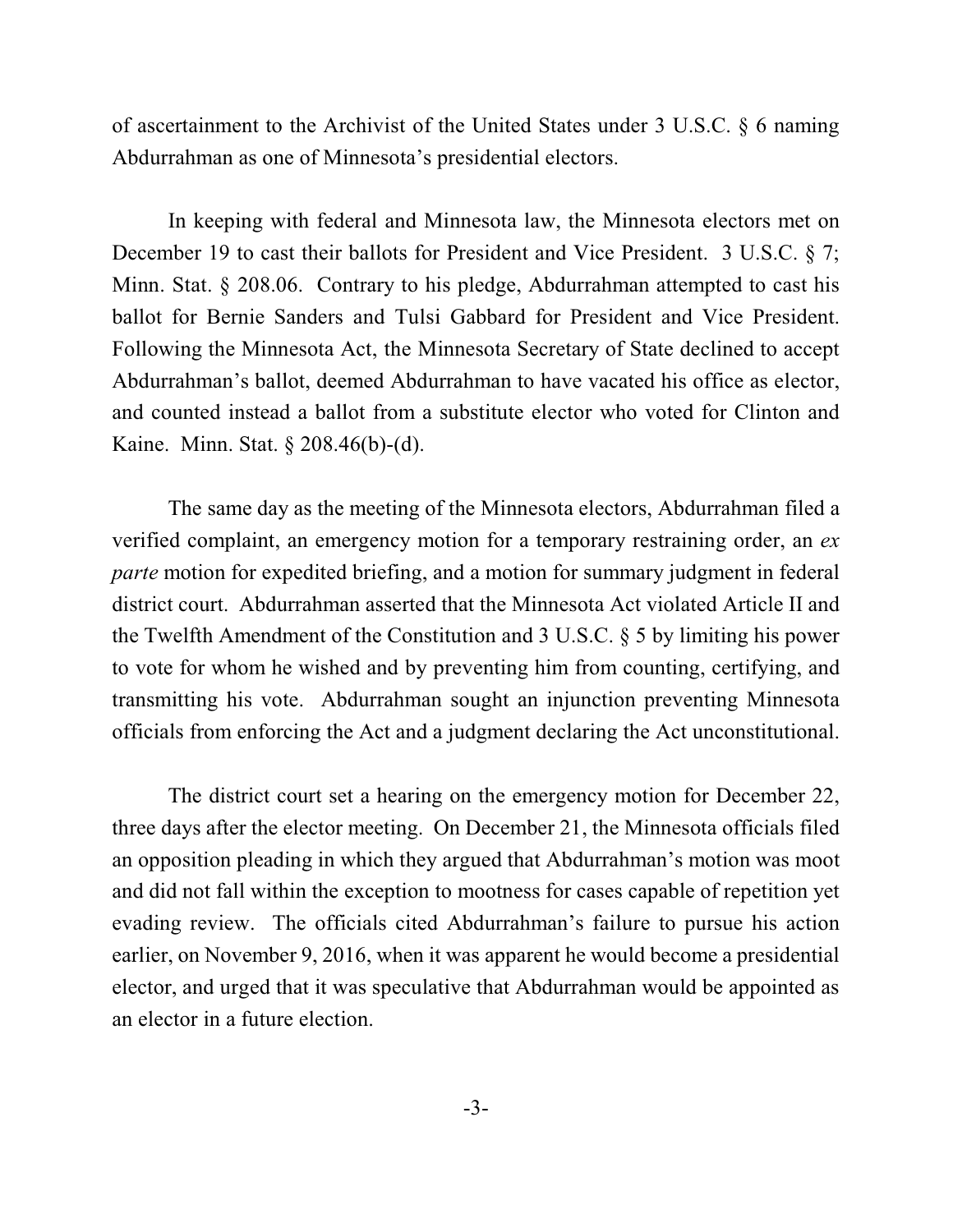of ascertainment to the Archivist of the United States under 3 U.S.C. § 6 naming Abdurrahman as one of Minnesota's presidential electors.

In keeping with federal and Minnesota law, the Minnesota electors met on December 19 to cast their ballots for President and Vice President. 3 U.S.C. § 7; Minn. Stat. § 208.06. Contrary to his pledge, Abdurrahman attempted to cast his ballot for Bernie Sanders and Tulsi Gabbard for President and Vice President. Following the Minnesota Act, the Minnesota Secretary of State declined to accept Abdurrahman's ballot, deemed Abdurrahman to have vacated his office as elector, and counted instead a ballot from a substitute elector who voted for Clinton and Kaine. Minn. Stat. § 208.46(b)-(d).

The same day as the meeting of the Minnesota electors, Abdurrahman filed a verified complaint, an emergency motion for a temporary restraining order, an *ex parte* motion for expedited briefing, and a motion for summary judgment in federal district court. Abdurrahman asserted that the Minnesota Act violated Article II and the Twelfth Amendment of the Constitution and 3 U.S.C. § 5 by limiting his power to vote for whom he wished and by preventing him from counting, certifying, and transmitting his vote. Abdurrahman sought an injunction preventing Minnesota officials from enforcing the Act and a judgment declaring the Act unconstitutional.

The district court set a hearing on the emergency motion for December 22, three days after the elector meeting. On December 21, the Minnesota officials filed an opposition pleading in which they argued that Abdurrahman's motion was moot and did not fall within the exception to mootness for cases capable of repetition yet evading review. The officials cited Abdurrahman's failure to pursue his action earlier, on November 9, 2016, when it was apparent he would become a presidential elector, and urged that it was speculative that Abdurrahman would be appointed as an elector in a future election.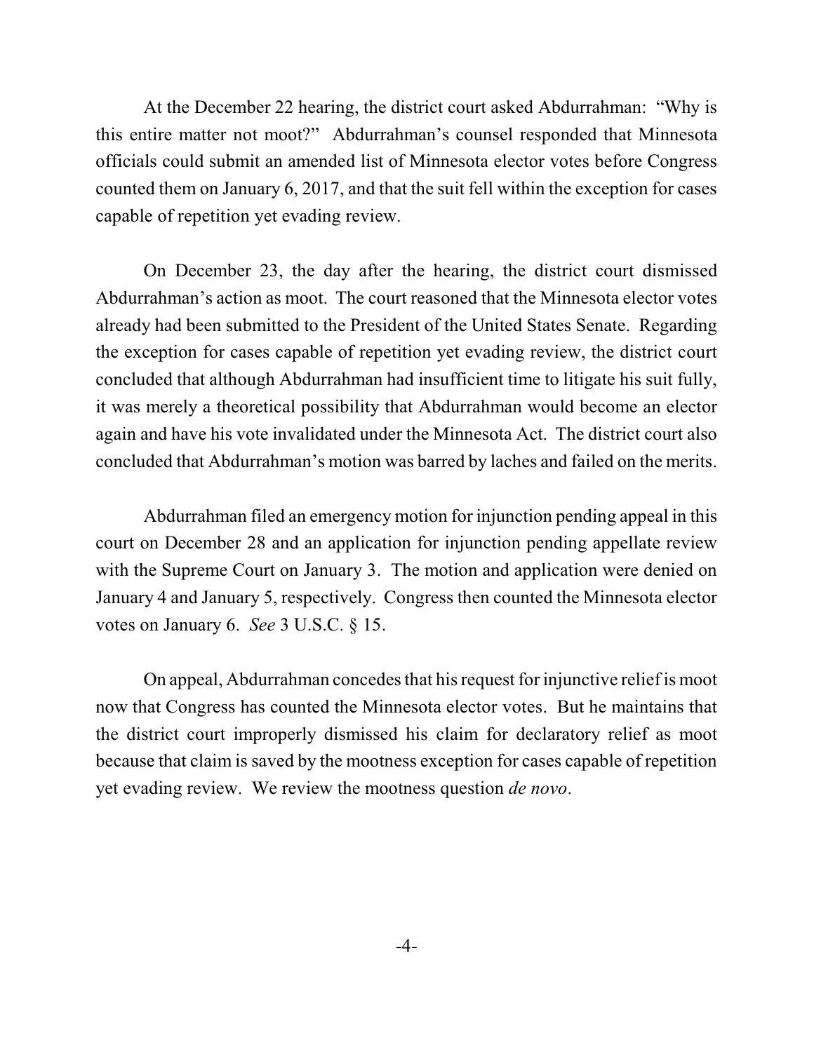At the December 22 hearing, the district court asked Abdurrahman: "Why is this entire matter not moot?" Abdurrahman's counsel responded that Minnesota officials could submit an amended list of Minnesota elector votes before Congress counted them on January 6, 2017, and that the suit fell within the exception for cases capable of repetition yet evading review.

On December 23, the day after the hearing, the district court dismissed Abdurrahman's action as moot. The court reasoned that the Minnesota elector votes already had been submitted to the President of the United States Senate. Regarding the exception for cases capable of repetition yet evading review, the district court concluded that although Abdurrahman had insufficient time to litigate his suit fully, it was merely a theoretical possibility that Abdurrahman would become an elector again and have his vote invalidated under the Minnesota Act. The district court also concluded that Abdurrahman's motion was barred by laches and failed on the merits.

Abdurrahman filed an emergency motion for injunction pending appeal in this court on December 28 and an application for injunction pending appellate review with the Supreme Court on January 3. The motion and application were denied on January 4 and January 5, respectively. Congress then counted the Minnesota elector votes on January 6. *See* 3 U.S.C. § 15.

On appeal, Abdurrahman concedes that his request for injunctive relief is moot now that Congress has counted the Minnesota elector votes. But he maintains that the district court improperly dismissed his claim for declaratory relief as moot because that claim is saved by the mootness exception for cases capable of repetition yet evading review. We review the mootness question *de novo*.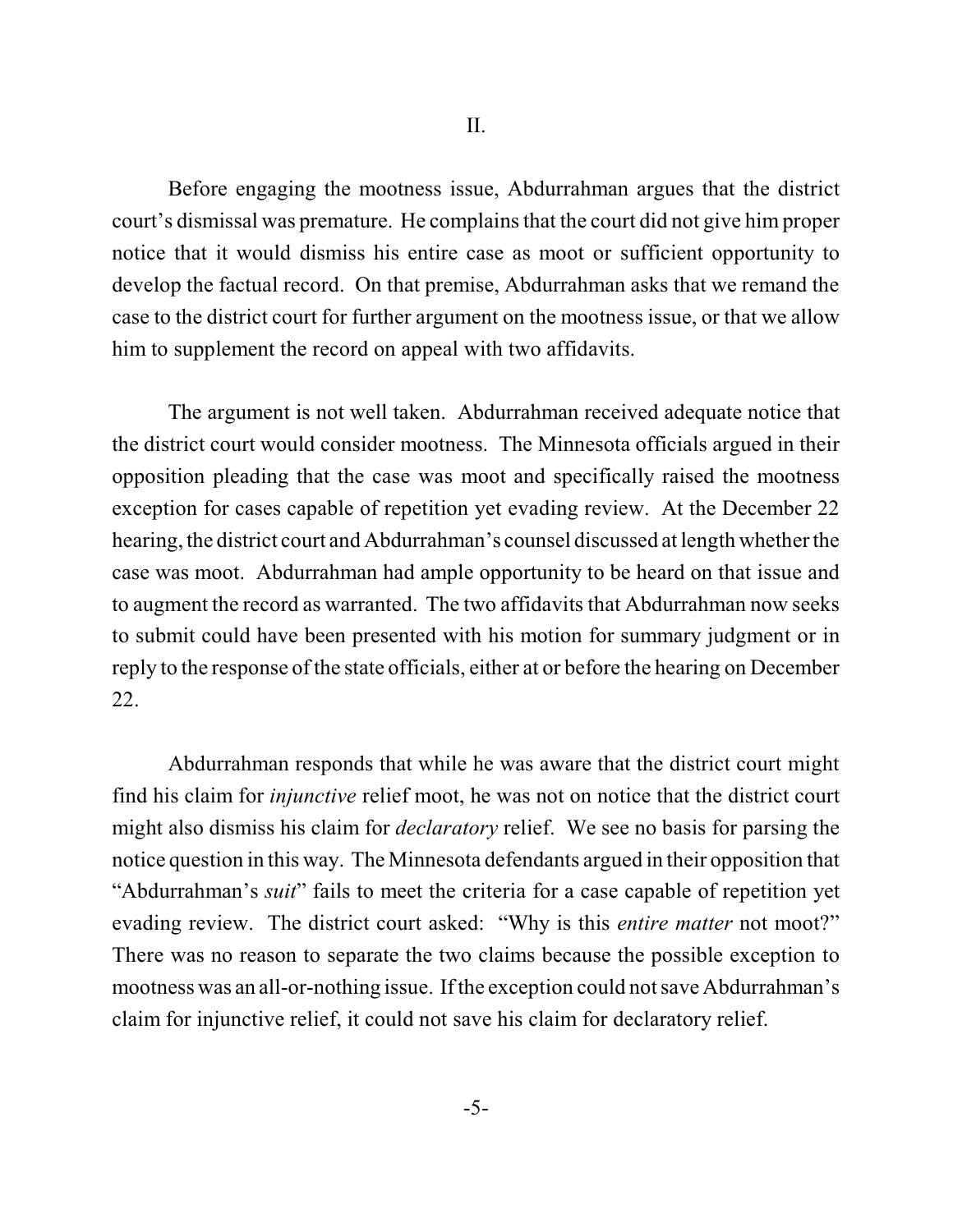## II.

Before engaging the mootness issue, Abdurrahman argues that the district court's dismissal was premature. He complains that the court did not give him proper notice that it would dismiss his entire case as moot or sufficient opportunity to develop the factual record. On that premise, Abdurrahman asks that we remand the case to the district court for further argument on the mootness issue, or that we allow him to supplement the record on appeal with two affidavits.

The argument is not well taken. Abdurrahman received adequate notice that the district court would consider mootness. The Minnesota officials argued in their opposition pleading that the case was moot and specifically raised the mootness exception for cases capable of repetition yet evading review. At the December 22 hearing, the district court and Abdurrahman's counsel discussed at length whether the case was moot. Abdurrahman had ample opportunity to be heard on that issue and to augment the record as warranted. The two affidavits that Abdurrahman now seeks to submit could have been presented with his motion for summary judgment or in reply to the response of the state officials, either at or before the hearing on December 22.

Abdurrahman responds that while he was aware that the district court might find his claim for *injunctive* relief moot, he was not on notice that the district court might also dismiss his claim for *declaratory* relief. We see no basis for parsing the notice question in this way. The Minnesota defendants argued in their opposition that "Abdurrahman's *suit*" fails to meet the criteria for a case capable of repetition yet evading review. The district court asked: "Why is this *entire matter* not moot?" There was no reason to separate the two claims because the possible exception to mootness was an all-or-nothing issue. If the exception could not save Abdurrahman's claim for injunctive relief, it could not save his claim for declaratory relief.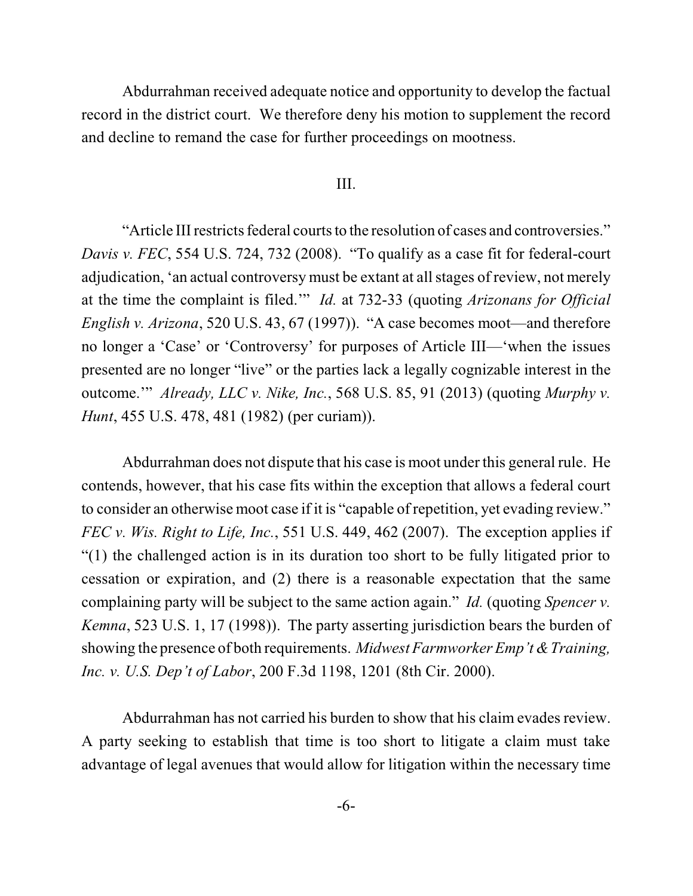Abdurrahman received adequate notice and opportunity to develop the factual record in the district court. We therefore deny his motion to supplement the record and decline to remand the case for further proceedings on mootness.

III.

"Article III restricts federal courts to the resolution of cases and controversies." *Davis v. FEC*, 554 U.S. 724, 732 (2008). "To qualify as a case fit for federal-court adjudication, 'an actual controversy must be extant at all stages of review, not merely at the time the complaint is filed.'" *Id.* at 732-33 (quoting *Arizonans for Official English v. Arizona*, 520 U.S. 43, 67 (1997)). "A case becomes moot—and therefore no longer a 'Case' or 'Controversy' for purposes of Article III—'when the issues presented are no longer "live" or the parties lack a legally cognizable interest in the outcome.'" *Already, LLC v. Nike, Inc.*, 568 U.S. 85, 91 (2013) (quoting *Murphy v. Hunt*, 455 U.S. 478, 481 (1982) (per curiam)).

Abdurrahman does not dispute that his case is moot under this general rule. He contends, however, that his case fits within the exception that allows a federal court to consider an otherwise moot case if it is "capable of repetition, yet evading review." *FEC v. Wis. Right to Life, Inc.*, 551 U.S. 449, 462 (2007). The exception applies if "(1) the challenged action is in its duration too short to be fully litigated prior to cessation or expiration, and (2) there is a reasonable expectation that the same complaining party will be subject to the same action again." *Id.* (quoting *Spencer v. Kemna*, 523 U.S. 1, 17 (1998)). The party asserting jurisdiction bears the burden of showing the presence of both requirements. *Midwest Farmworker Emp't & Training, Inc. v. U.S. Dep't of Labor*, 200 F.3d 1198, 1201 (8th Cir. 2000).

Abdurrahman has not carried his burden to show that his claim evades review. A party seeking to establish that time is too short to litigate a claim must take advantage of legal avenues that would allow for litigation within the necessary time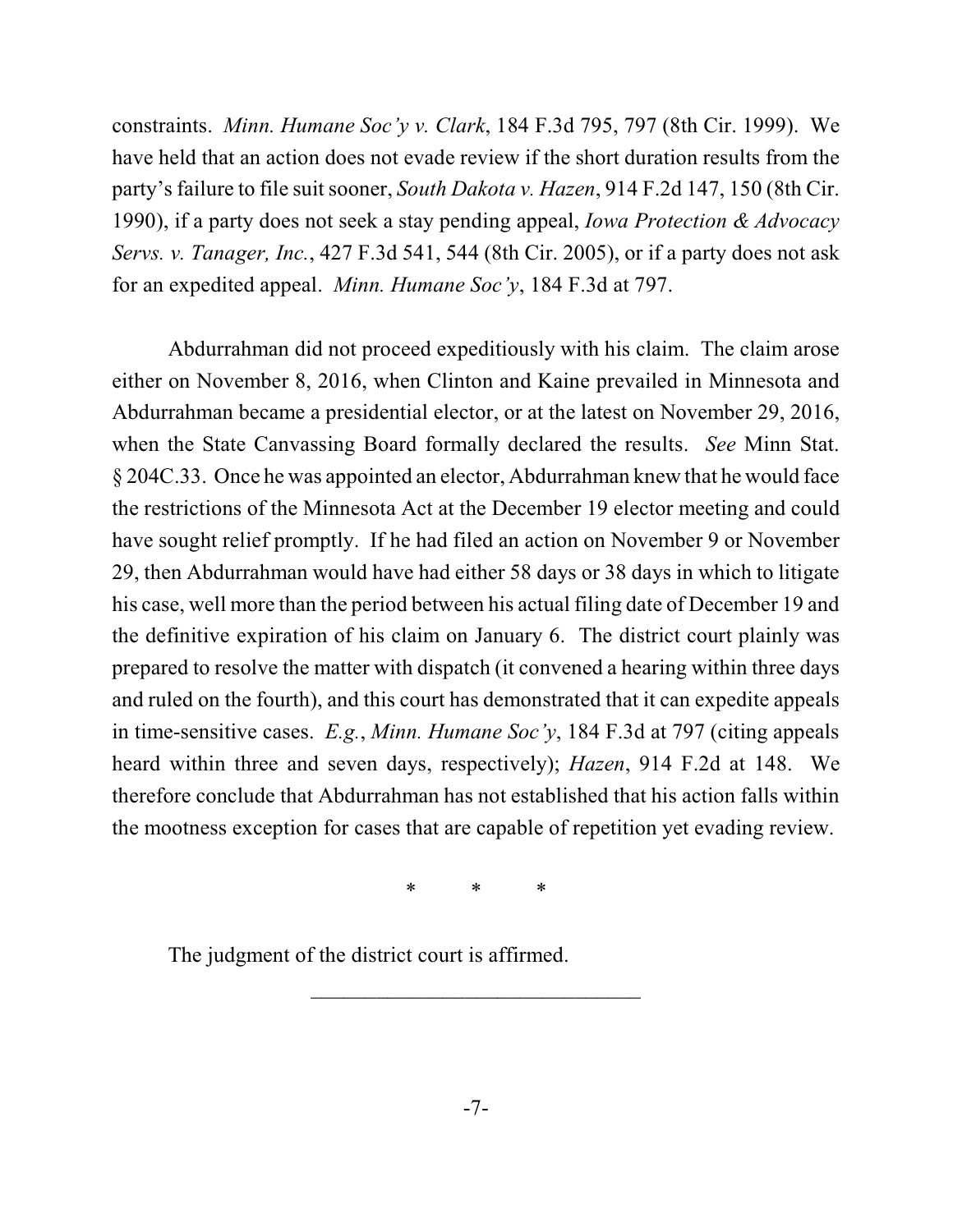constraints. *Minn. Humane Soc'y v. Clark*, 184 F.3d 795, 797 (8th Cir. 1999). We have held that an action does not evade review if the short duration results from the party's failure to file suit sooner, *South Dakota v. Hazen*, 914 F.2d 147, 150 (8th Cir. 1990), if a party does not seek a stay pending appeal, *Iowa Protection & Advocacy Servs. v. Tanager, Inc.*, 427 F.3d 541, 544 (8th Cir. 2005), or if a party does not ask for an expedited appeal. *Minn. Humane Soc'y*, 184 F.3d at 797.

Abdurrahman did not proceed expeditiously with his claim. The claim arose either on November 8, 2016, when Clinton and Kaine prevailed in Minnesota and Abdurrahman became a presidential elector, or at the latest on November 29, 2016, when the State Canvassing Board formally declared the results. *See* Minn Stat. § 204C.33. Once he was appointed an elector, Abdurrahman knew that he would face the restrictions of the Minnesota Act at the December 19 elector meeting and could have sought relief promptly. If he had filed an action on November 9 or November 29, then Abdurrahman would have had either 58 days or 38 days in which to litigate his case, well more than the period between his actual filing date of December 19 and the definitive expiration of his claim on January 6. The district court plainly was prepared to resolve the matter with dispatch (it convened a hearing within three days and ruled on the fourth), and this court has demonstrated that it can expedite appeals in time-sensitive cases. *E.g.*, *Minn. Humane Soc'y*, 184 F.3d at 797 (citing appeals heard within three and seven days, respectively); *Hazen*, 914 F.2d at 148. We therefore conclude that Abdurrahman has not established that his action falls within the mootness exception for cases that are capable of repetition yet evading review.

\* \* \*

The judgment of the district court is affirmed.

______________________________